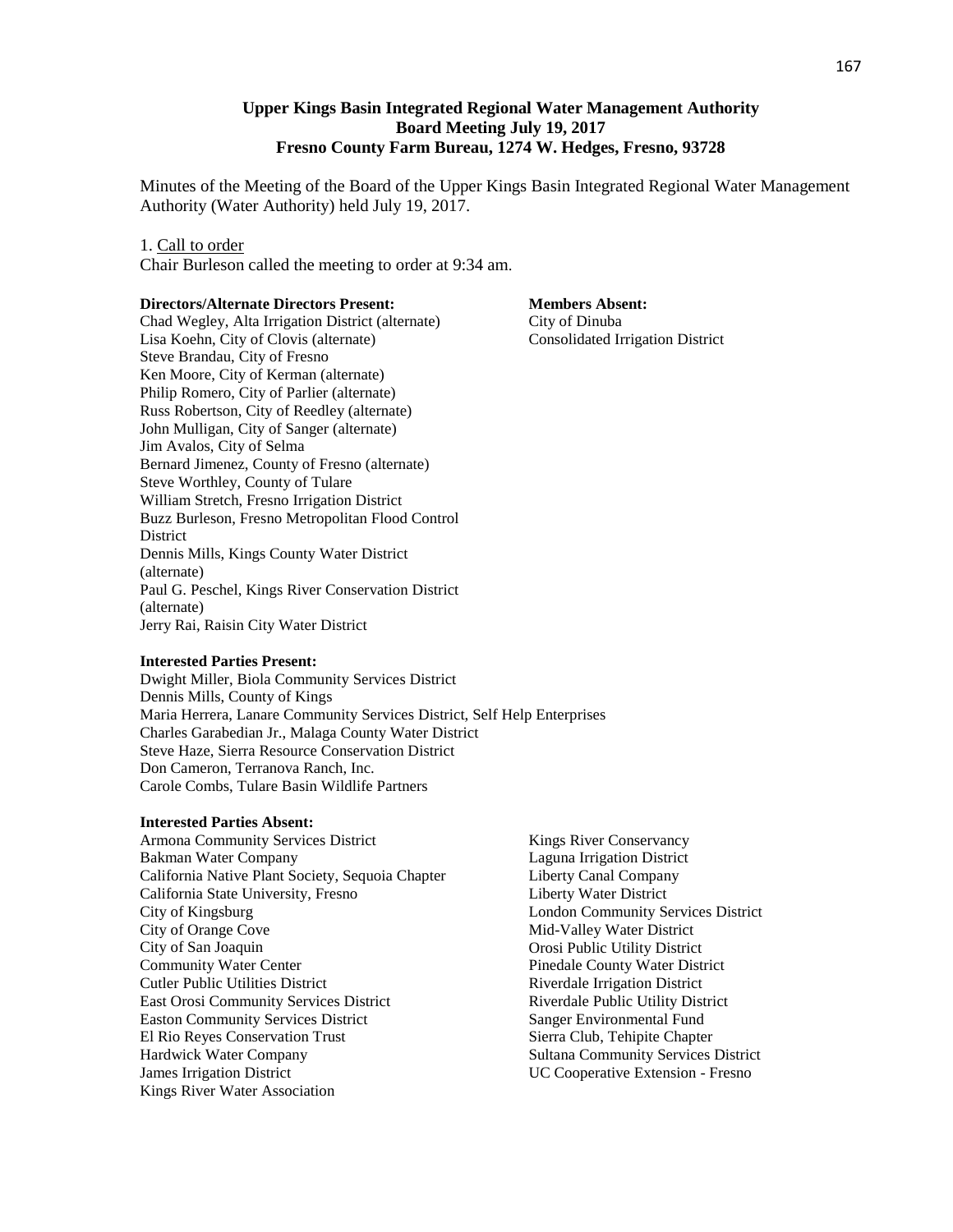**Upper Kings Basin Integrated Regional Water Management Authority**
**Board Meeting July 19, 2017**
**Fresno County Farm Bureau, 1274 W. Hedges, Fresno, 93728**

Minutes of the Meeting of the Board of the Upper Kings Basin Integrated Regional Water Management Authority (Water Authority) held July 19, 2017.

1. Call to order

Chair Burleson called the meeting to order at 9:34 am.

**Directors/Alternate Directors Present:**

Chad Wegley, Alta Irrigation District (alternate)
Lisa Koehn, City of Clovis (alternate)
Steve Brandau, City of Fresno
Ken Moore, City of Kerman (alternate)
Philip Romero, City of Parlier (alternate)
Russ Robertson, City of Reedley (alternate)
John Mulligan, City of Sanger (alternate)
Jim Avalos, City of Selma
Bernard Jimenez, County of Fresno (alternate)
Steve Worthley, County of Tulare
William Stretch, Fresno Irrigation District
Buzz Burleson, Fresno Metropolitan Flood Control District
Dennis Mills, Kings County Water District (alternate)
Paul G. Peschel, Kings River Conservation District (alternate)
Jerry Rai, Raisin City Water District

**Members Absent:**

City of Dinuba
Consolidated Irrigation District

**Interested Parties Present:**

Dwight Miller, Biola Community Services District
Dennis Mills, County of Kings
Maria Herrera, Lanare Community Services District, Self Help Enterprises
Charles Garabedian Jr., Malaga County Water District
Steve Haze, Sierra Resource Conservation District
Don Cameron, Terranova Ranch, Inc.
Carole Combs, Tulare Basin Wildlife Partners

**Interested Parties Absent:**

Armona Community Services District
Bakman Water Company
California Native Plant Society, Sequoia Chapter
California State University, Fresno
City of Kingsburg
City of Orange Cove
City of San Joaquin
Community Water Center
Cutler Public Utilities District
East Orosi Community Services District
Easton Community Services District
El Rio Reyes Conservation Trust
Hardwick Water Company
James Irrigation District
Kings River Water Association
Kings River Conservancy
Laguna Irrigation District
Liberty Canal Company
Liberty Water District
London Community Services District
Mid-Valley Water District
Orosi Public Utility District
Pinedale County Water District
Riverdale Irrigation District
Riverdale Public Utility District
Sanger Environmental Fund
Sierra Club, Tehipite Chapter
Sultana Community Services District
UC Cooperative Extension - Fresno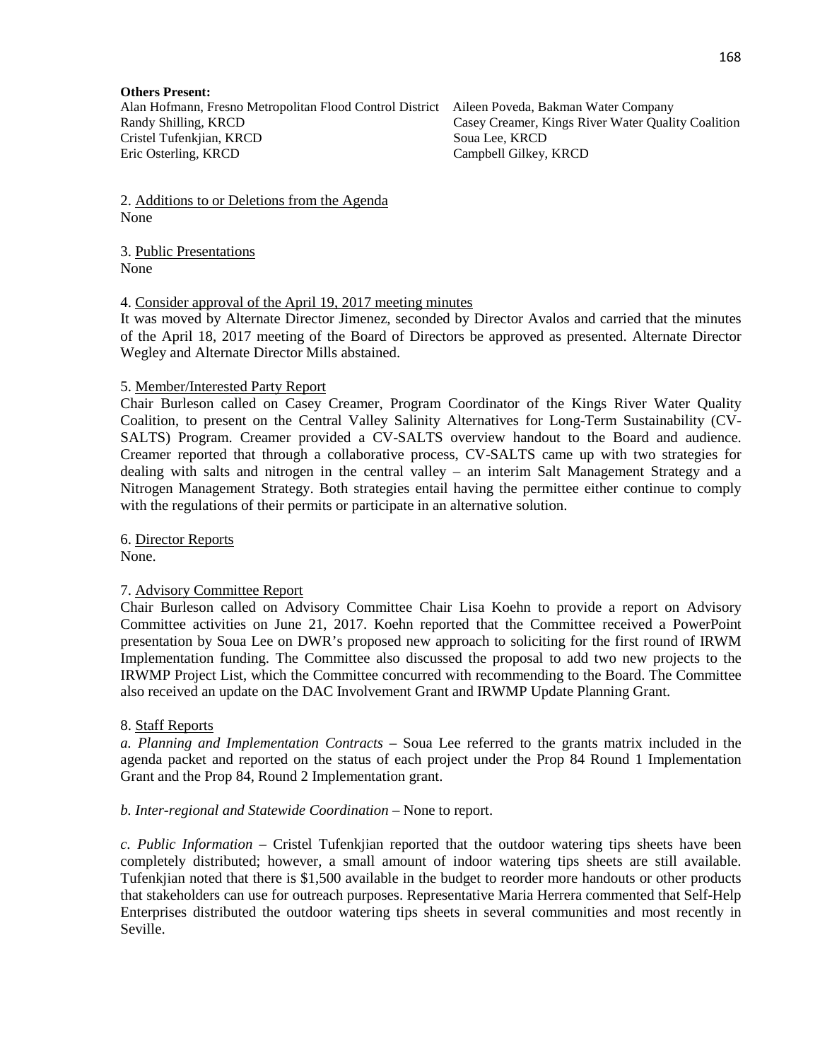**Others Present:**

Alan Hofmann, Fresno Metropolitan Flood Control District
Randy Shilling, KRCD
Cristel Tufenkjian, KRCD
Eric Osterling, KRCD
Aileen Poveda, Bakman Water Company
Casey Creamer, Kings River Water Quality Coalition
Soua Lee, KRCD
Campbell Gilkey, KRCD

2. Additions to or Deletions from the Agenda
None

3. Public Presentations
None

4. Consider approval of the April 19, 2017 meeting minutes
It was moved by Alternate Director Jimenez, seconded by Director Avalos and carried that the minutes of the April 18, 2017 meeting of the Board of Directors be approved as presented. Alternate Director Wegley and Alternate Director Mills abstained.

5. Member/Interested Party Report
Chair Burleson called on Casey Creamer, Program Coordinator of the Kings River Water Quality Coalition, to present on the Central Valley Salinity Alternatives for Long-Term Sustainability (CV-SALTS) Program. Creamer provided a CV-SALTS overview handout to the Board and audience. Creamer reported that through a collaborative process, CV-SALTS came up with two strategies for dealing with salts and nitrogen in the central valley – an interim Salt Management Strategy and a Nitrogen Management Strategy. Both strategies entail having the permittee either continue to comply with the regulations of their permits or participate in an alternative solution.

6. Director Reports
None.

7. Advisory Committee Report
Chair Burleson called on Advisory Committee Chair Lisa Koehn to provide a report on Advisory Committee activities on June 21, 2017. Koehn reported that the Committee received a PowerPoint presentation by Soua Lee on DWR's proposed new approach to soliciting for the first round of IRWM Implementation funding. The Committee also discussed the proposal to add two new projects to the IRWMP Project List, which the Committee concurred with recommending to the Board. The Committee also received an update on the DAC Involvement Grant and IRWMP Update Planning Grant.

8. Staff Reports
*a. Planning and Implementation Contracts* – Soua Lee referred to the grants matrix included in the agenda packet and reported on the status of each project under the Prop 84 Round 1 Implementation Grant and the Prop 84, Round 2 Implementation grant.

*b. Inter-regional and Statewide Coordination* – None to report.

*c. Public Information* – Cristel Tufenkjian reported that the outdoor watering tips sheets have been completely distributed; however, a small amount of indoor watering tips sheets are still available. Tufenkjian noted that there is $1,500 available in the budget to reorder more handouts or other products that stakeholders can use for outreach purposes. Representative Maria Herrera commented that Self-Help Enterprises distributed the outdoor watering tips sheets in several communities and most recently in Seville.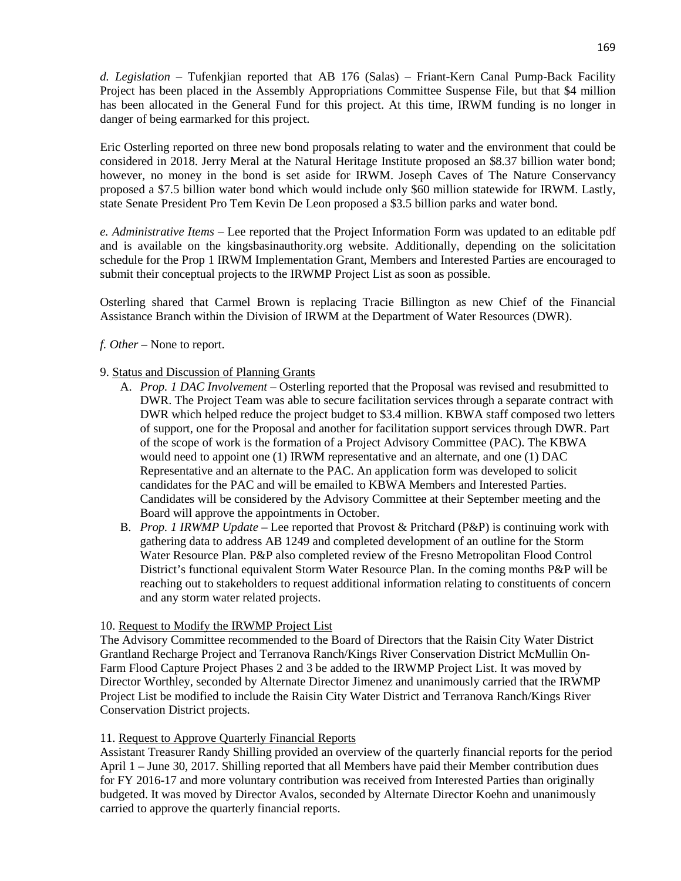*d. Legislation* – Tufenkjian reported that AB 176 (Salas) – Friant-Kern Canal Pump-Back Facility Project has been placed in the Assembly Appropriations Committee Suspense File, but that $4 million has been allocated in the General Fund for this project. At this time, IRWM funding is no longer in danger of being earmarked for this project.

Eric Osterling reported on three new bond proposals relating to water and the environment that could be considered in 2018. Jerry Meral at the Natural Heritage Institute proposed an $8.37 billion water bond; however, no money in the bond is set aside for IRWM. Joseph Caves of The Nature Conservancy proposed a $7.5 billion water bond which would include only $60 million statewide for IRWM. Lastly, state Senate President Pro Tem Kevin De Leon proposed a $3.5 billion parks and water bond.

*e. Administrative Items* – Lee reported that the Project Information Form was updated to an editable pdf and is available on the kingsbasinauthority.org website. Additionally, depending on the solicitation schedule for the Prop 1 IRWM Implementation Grant, Members and Interested Parties are encouraged to submit their conceptual projects to the IRWMP Project List as soon as possible.

Osterling shared that Carmel Brown is replacing Tracie Billington as new Chief of the Financial Assistance Branch within the Division of IRWM at the Department of Water Resources (DWR).

*f. Other* – None to report.

9. Status and Discussion of Planning Grants

   A. *Prop. 1 DAC Involvement* – Osterling reported that the Proposal was revised and resubmitted to DWR. The Project Team was able to secure facilitation services through a separate contract with DWR which helped reduce the project budget to $3.4 million. KBWA staff composed two letters of support, one for the Proposal and another for facilitation support services through DWR. Part of the scope of work is the formation of a Project Advisory Committee (PAC). The KBWA would need to appoint one (1) IRWM representative and an alternate, and one (1) DAC Representative and an alternate to the PAC. An application form was developed to solicit candidates for the PAC and will be emailed to KBWA Members and Interested Parties. Candidates will be considered by the Advisory Committee at their September meeting and the Board will approve the appointments in October.

   B. *Prop. 1 IRWMP Update* – Lee reported that Provost & Pritchard (P&P) is continuing work with gathering data to address AB 1249 and completed development of an outline for the Storm Water Resource Plan. P&P also completed review of the Fresno Metropolitan Flood Control District's functional equivalent Storm Water Resource Plan. In the coming months P&P will be reaching out to stakeholders to request additional information relating to constituents of concern and any storm water related projects.

10. Request to Modify the IRWMP Project List

The Advisory Committee recommended to the Board of Directors that the Raisin City Water District Grantland Recharge Project and Terranova Ranch/Kings River Conservation District McMullin On-Farm Flood Capture Project Phases 2 and 3 be added to the IRWMP Project List. It was moved by Director Worthley, seconded by Alternate Director Jimenez and unanimously carried that the IRWMP Project List be modified to include the Raisin City Water District and Terranova Ranch/Kings River Conservation District projects.

11. Request to Approve Quarterly Financial Reports

Assistant Treasurer Randy Shilling provided an overview of the quarterly financial reports for the period April 1 – June 30, 2017. Shilling reported that all Members have paid their Member contribution dues for FY 2016-17 and more voluntary contribution was received from Interested Parties than originally budgeted. It was moved by Director Avalos, seconded by Alternate Director Koehn and unanimously carried to approve the quarterly financial reports.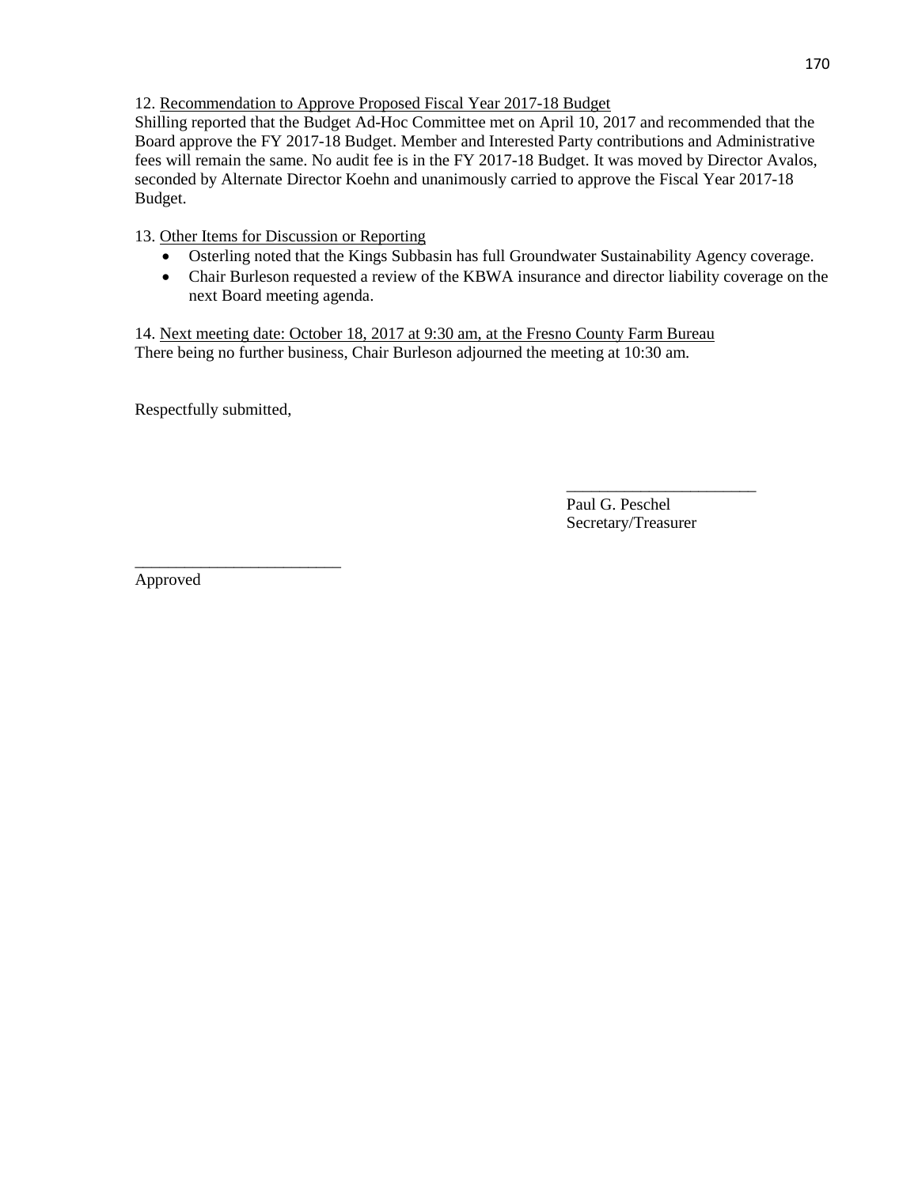12. Recommendation to Approve Proposed Fiscal Year 2017-18 Budget
Shilling reported that the Budget Ad-Hoc Committee met on April 10, 2017 and recommended that the Board approve the FY 2017-18 Budget. Member and Interested Party contributions and Administrative fees will remain the same. No audit fee is in the FY 2017-18 Budget. It was moved by Director Avalos, seconded by Alternate Director Koehn and unanimously carried to approve the Fiscal Year 2017-18 Budget.

13. Other Items for Discussion or Reporting

- Osterling noted that the Kings Subbasin has full Groundwater Sustainability Agency coverage.
- Chair Burleson requested a review of the KBWA insurance and director liability coverage on the next Board meeting agenda.

14. Next meeting date: October 18, 2017 at 9:30 am, at the Fresno County Farm Bureau
There being no further business, Chair Burleson adjourned the meeting at 10:30 am.

Respectfully submitted,

_______________________
Paul G. Peschel
Secretary/Treasurer

_________________________
Approved